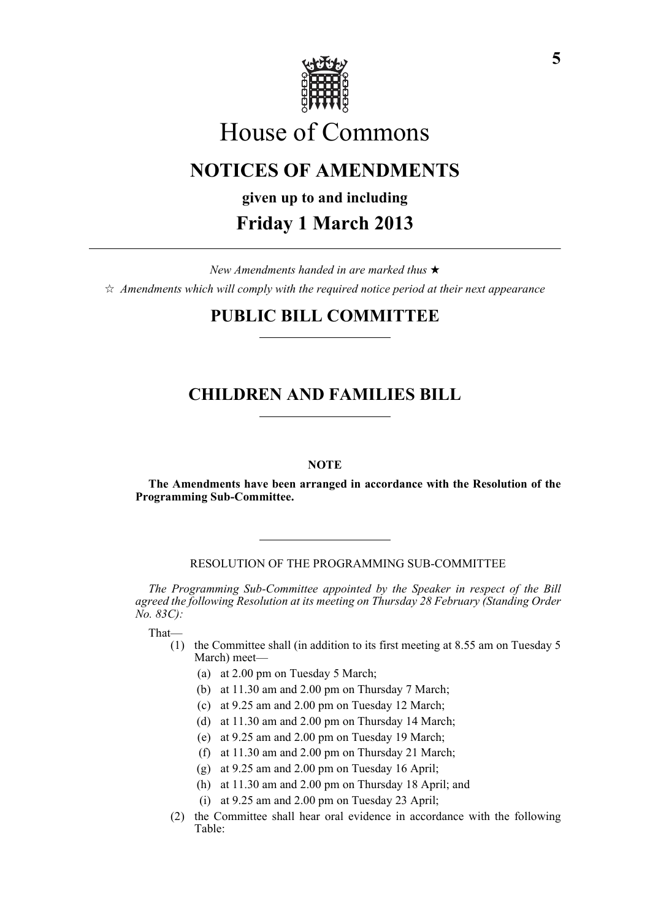# House of Commons

## NOTICES OF AMENDMENTS

**given up to and including**

## Friday 1 March 2013

*New Amendments handed in are marked thus ★*

*☆ Amendments which will comply with the required notice period at their next appearance*

## PUBLIC BILL COMMITTEE

## CHILDREN AND FAMILIES BILL

**NOTE**

**The Amendments have been arranged in accordance with the Resolution of the Programming Sub-Committee.**

RESOLUTION OF THE PROGRAMMING SUB-COMMITTEE

*The Programming Sub-Committee appointed by the Speaker in respect of the Bill agreed the following Resolution at its meeting on Thursday 28 February (Standing Order No. 83C):*

That—

(1) the Committee shall (in addition to its first meeting at 8.55 am on Tuesday 5 March) meet—

- (a) at 2.00 pm on Tuesday 5 March;
- (b) at 11.30 am and 2.00 pm on Thursday 7 March;
- (c) at 9.25 am and 2.00 pm on Tuesday 12 March;
- (d) at 11.30 am and 2.00 pm on Thursday 14 March;
- (e) at 9.25 am and 2.00 pm on Tuesday 19 March;
- (f) at 11.30 am and 2.00 pm on Thursday 21 March;
- (g) at 9.25 am and 2.00 pm on Tuesday 16 April;
- (h) at 11.30 am and 2.00 pm on Thursday 18 April; and
- (i) at 9.25 am and 2.00 pm on Tuesday 23 April;

(2) the Committee shall hear oral evidence in accordance with the following Table: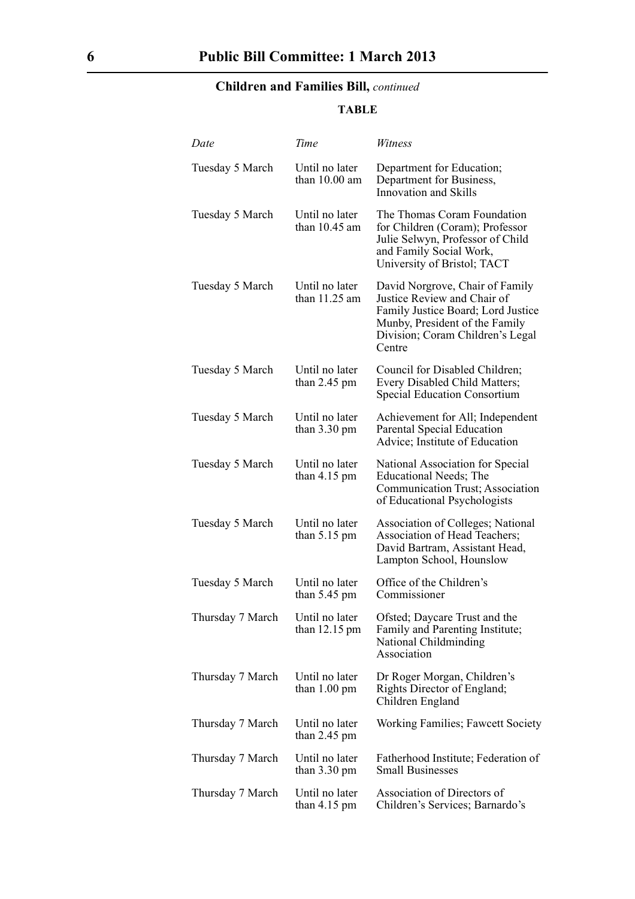**Children and Families Bill,** *continued*

**TABLE**

| *Date* | *Time* | *Witness* |
|---|---|---|
| Tuesday 5 March | Until no later than 10.00 am | Department for Education; Department for Business, Innovation and Skills |
| Tuesday 5 March | Until no later than 10.45 am | The Thomas Coram Foundation for Children (Coram); Professor Julie Selwyn, Professor of Child and Family Social Work, University of Bristol; TACT |
| Tuesday 5 March | Until no later than 11.25 am | David Norgrove, Chair of Family Justice Review and Chair of Family Justice Board; Lord Justice Munby, President of the Family Division; Coram Children's Legal Centre |
| Tuesday 5 March | Until no later than 2.45 pm | Council for Disabled Children; Every Disabled Child Matters; Special Education Consortium |
| Tuesday 5 March | Until no later than 3.30 pm | Achievement for All; Independent Parental Special Education Advice; Institute of Education |
| Tuesday 5 March | Until no later than 4.15 pm | National Association for Special Educational Needs; The Communication Trust; Association of Educational Psychologists |
| Tuesday 5 March | Until no later than 5.15 pm | Association of Colleges; National Association of Head Teachers; David Bartram, Assistant Head, Lampton School, Hounslow |
| Tuesday 5 March | Until no later than 5.45 pm | Office of the Children's Commissioner |
| Thursday 7 March | Until no later than 12.15 pm | Ofsted; Daycare Trust and the Family and Parenting Institute; National Childminding Association |
| Thursday 7 March | Until no later than 1.00 pm | Dr Roger Morgan, Children's Rights Director of England; Children England |
| Thursday 7 March | Until no later than 2.45 pm | Working Families; Fawcett Society |
| Thursday 7 March | Until no later than 3.30 pm | Fatherhood Institute; Federation of Small Businesses |
| Thursday 7 March | Until no later than 4.15 pm | Association of Directors of Children's Services; Barnardo's |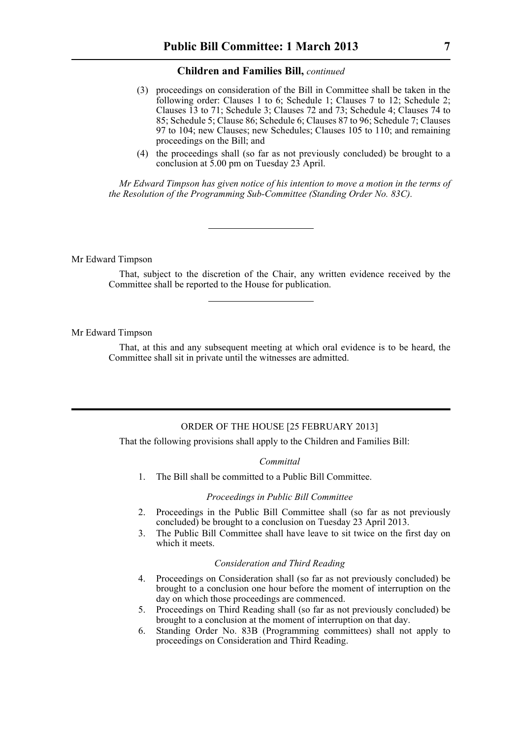**Children and Families Bill,** *continued*

(3) proceedings on consideration of the Bill in Committee shall be taken in the following order: Clauses 1 to 6; Schedule 1; Clauses 7 to 12; Schedule 2; Clauses 13 to 71; Schedule 3; Clauses 72 and 73; Schedule 4; Clauses 74 to 85; Schedule 5; Clause 86; Schedule 6; Clauses 87 to 96; Schedule 7; Clauses 97 to 104; new Clauses; new Schedules; Clauses 105 to 110; and remaining proceedings on the Bill; and

(4) the proceedings shall (so far as not previously concluded) be brought to a conclusion at 5.00 pm on Tuesday 23 April.

*Mr Edward Timpson has given notice of his intention to move a motion in the terms of the Resolution of the Programming Sub-Committee (Standing Order No. 83C).*

---

Mr Edward Timpson

That, subject to the discretion of the Chair, any written evidence received by the Committee shall be reported to the House for publication.

---

Mr Edward Timpson

That, at this and any subsequent meeting at which oral evidence is to be heard, the Committee shall sit in private until the witnesses are admitted.

---

ORDER OF THE HOUSE [25 FEBRUARY 2013]

That the following provisions shall apply to the Children and Families Bill:

*Committal*

1. The Bill shall be committed to a Public Bill Committee.

*Proceedings in Public Bill Committee*

2. Proceedings in the Public Bill Committee shall (so far as not previously concluded) be brought to a conclusion on Tuesday 23 April 2013.
3. The Public Bill Committee shall have leave to sit twice on the first day on which it meets.

*Consideration and Third Reading*

4. Proceedings on Consideration shall (so far as not previously concluded) be brought to a conclusion one hour before the moment of interruption on the day on which those proceedings are commenced.
5. Proceedings on Third Reading shall (so far as not previously concluded) be brought to a conclusion at the moment of interruption on that day.
6. Standing Order No. 83B (Programming committees) shall not apply to proceedings on Consideration and Third Reading.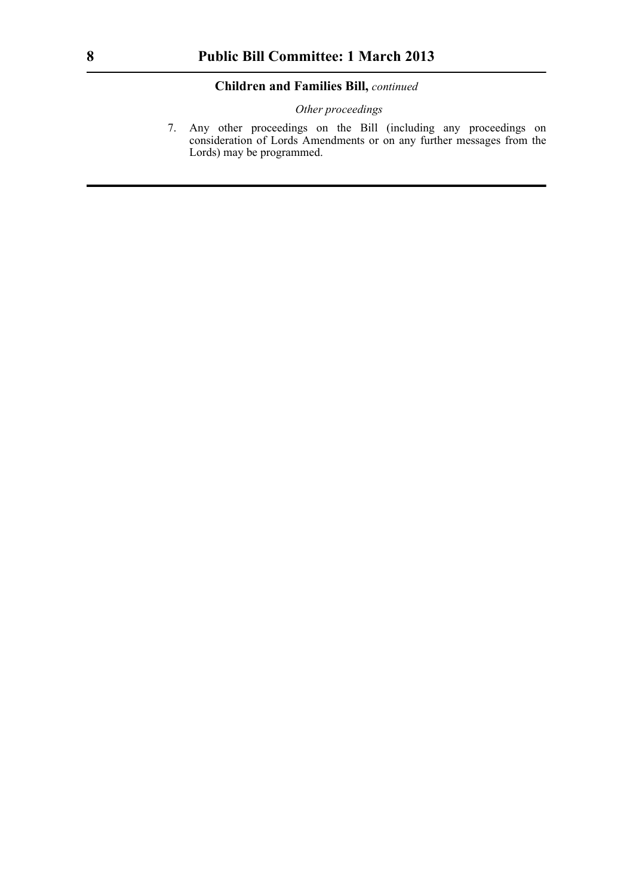**Children and Families Bill,** *continued*

*Other proceedings*

7. Any other proceedings on the Bill (including any proceedings on consideration of Lords Amendments or on any further messages from the Lords) may be programmed.